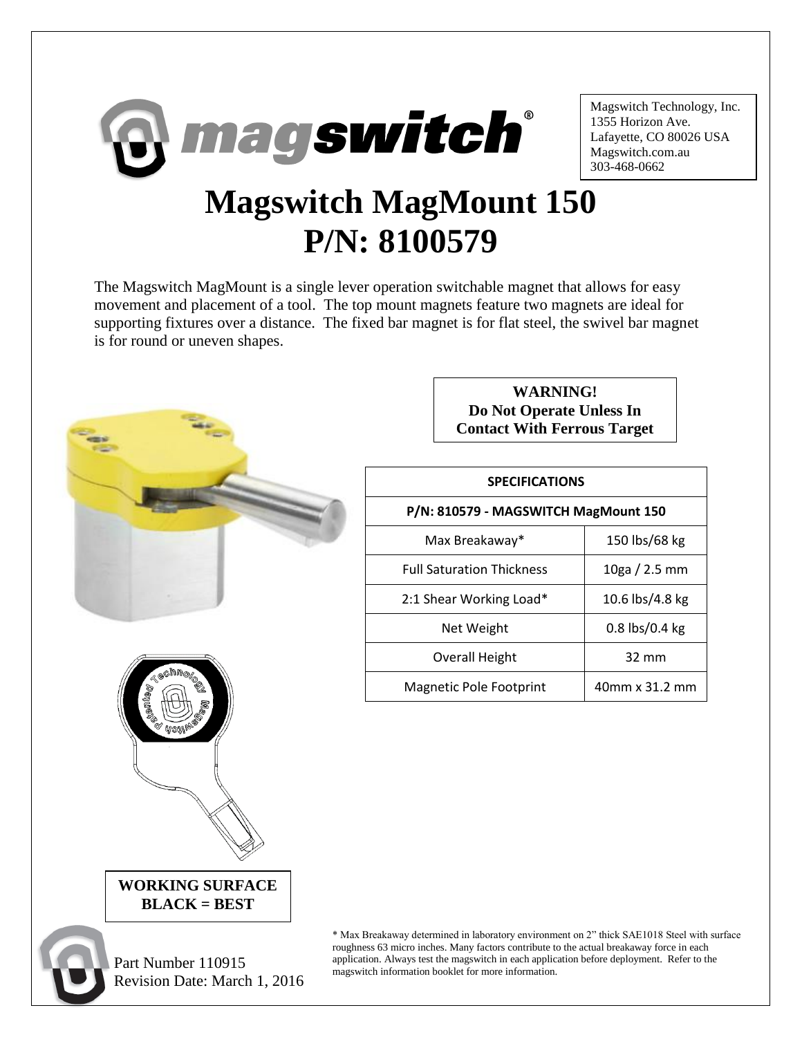Magswitch Technology, Inc.
1355 Horizon Ave.
Lafayette, CO 80026 USA
Magswitch.com.au
303-468-0662

# Magswitch MagMount 150
# P/N: 8100579

The Magswitch MagMount is a single lever operation switchable magnet that allows for easy movement and placement of a tool. The top mount magnets feature two magnets are ideal for supporting fixtures over a distance. The fixed bar magnet is for flat steel, the swivel bar magnet is for round or uneven shapes.

**WARNING!**
**Do Not Operate Unless In Contact With Ferrous Target**

| SPECIFICATIONS | |
|---|---|
| **P/N: 810579 - MAGSWITCH MagMount 150** | |
| Max Breakaway* | 150 lbs/68 kg |
| Full Saturation Thickness | 10ga / 2.5 mm |
| 2:1 Shear Working Load* | 10.6 lbs/4.8 kg |
| Net Weight | 0.8 lbs/0.4 kg |
| Overall Height | 32 mm |
| Magnetic Pole Footprint | 40mm x 31.2 mm |

**WORKING SURFACE**
**BLACK = BEST**

\* Max Breakaway determined in laboratory environment on 2" thick SAE1018 Steel with surface roughness 63 micro inches. Many factors contribute to the actual breakaway force in each application. Always test the magswitch in each application before deployment. Refer to the magswitch information booklet for more information.

Part Number 110915
Revision Date: March 1, 2016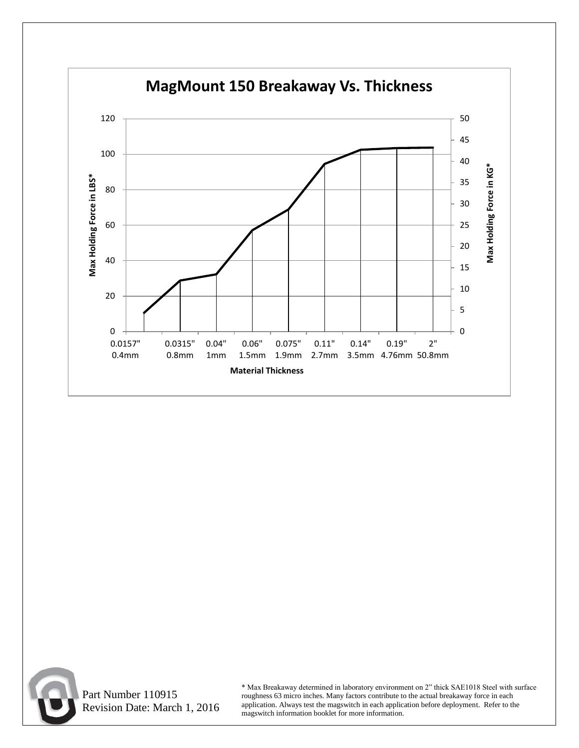## MagMount 150 Breakaway Vs. Thickness

Max Holding Force in LBS* (left axis: 0–120) / Max Holding Force in KG* (right axis: 0–50)

Material Thickness: 0.0157" 0.4mm, 0.0315" 0.8mm, 0.04" 1mm, 0.06" 1.5mm, 0.075" 1.9mm, 0.11" 2.7mm, 0.14" 3.5mm, 0.19" 4.76mm, 2" 50.8mm

Part Number 110915
Revision Date: March 1, 2016

* Max Breakaway determined in laboratory environment on 2" thick SAE1018 Steel with surface roughness 63 micro inches. Many factors contribute to the actual breakaway force in each application. Always test the magswitch in each application before deployment. Refer to the magswitch information booklet for more information.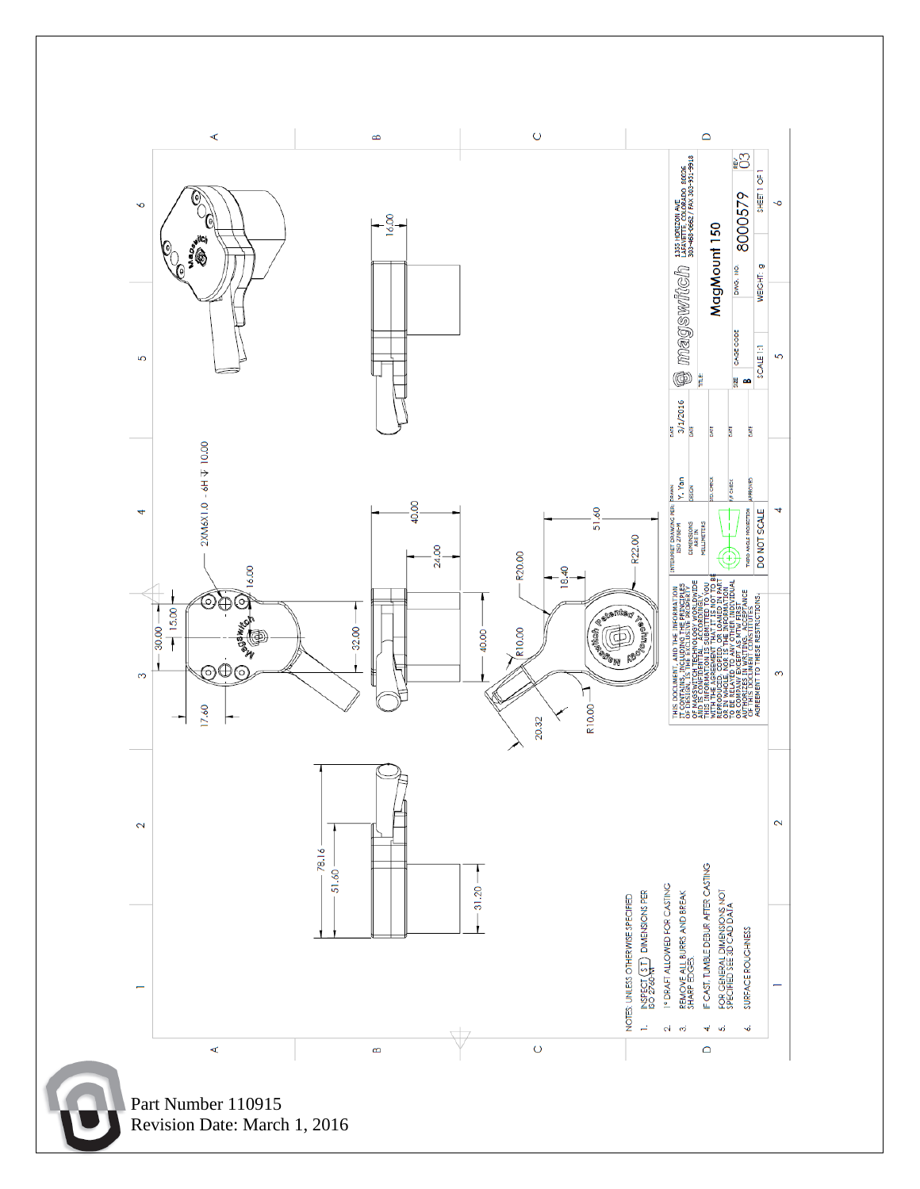NOTES: UNLESS OTHERWISE SPECIFIED

1. INSPECT (S.T.) DIMENSIONS PER ISO 2768-M
2. 1° DRAFT ALLOWED FOR CASTING
3. REMOVE ALL BURRS AND BREAK SHARP EDGES.
4. IF CAST, TUMBLE DEBUR AFTER CASTING
5. FOR GENERAL DIMENSIONS NOT SPECIFIED SEE 3D CAD DATA
6. SURFACE ROUGHNESS

2XM6X1.0 - 6H ↧ 10.00

17.60
30.00
15.00
16.00
32.00
40.00
24.00
40.00
16.00
78.16
51.60
31.20
R20.00
18.40
51.60
R22.00
R10.00
R10.00
20.32

THIS DOCUMENT, AND THE INFORMATION IT CONTAINS, INCLUDING THE PRINCIPLES OF DESIGN, IS THE EXCLUSIVE PROPERTY OF MAGSWITCH TECHNOLOGY WORLDWIDE AND IS CONFIDENTIAL. ACCORDINGLY, THIS INFORMATION IS SUBMITTED TO YOU WITH THE AGREEMENT THAT IT IS NOT TO BE REPRODUCED, COPIED, OR LOANED IN PART OR IN WHOLE, NOR IS THE INFORMATION TO BE RELAYED TO ANY OTHER INDIVIDUAL OR COMPANY EXCEPT AS MTW FIRST AUTHORIZES IN WRITING. ACCEPTANCE OF THIS DOCUMENT CONSTITUTES AGREEMENT TO THESE RESTRICTIONS.

INTERPRET DRAWING PER: ISO 2768-M
DIMENSIONS ARE IN MILLIMETERS
THIRD ANGLE PROJECTION
DO NOT SCALE

| | | |
|---|---|---|
| DRAWN | Y. Yan | DATE 3/1/2016 |
| DESIGN | | DATE |
| STD. CHECK | | DATE |
| P/F CHECK | | DATE |
| APPROVED | | DATE |

magswitch
1355 HORIZON AVE
LAFAYETTE, COLORADO 80026
303-468-0662 / FAX 303-931-9918

TITLE: MagMount 150

SIZE: B | CAGE CODE | DWG. NO. 8000579 | REV 03

SCALE 1:1 | WEIGHT: g | SHEET 1 OF 1

Part Number 110915
Revision Date: March 1, 2016